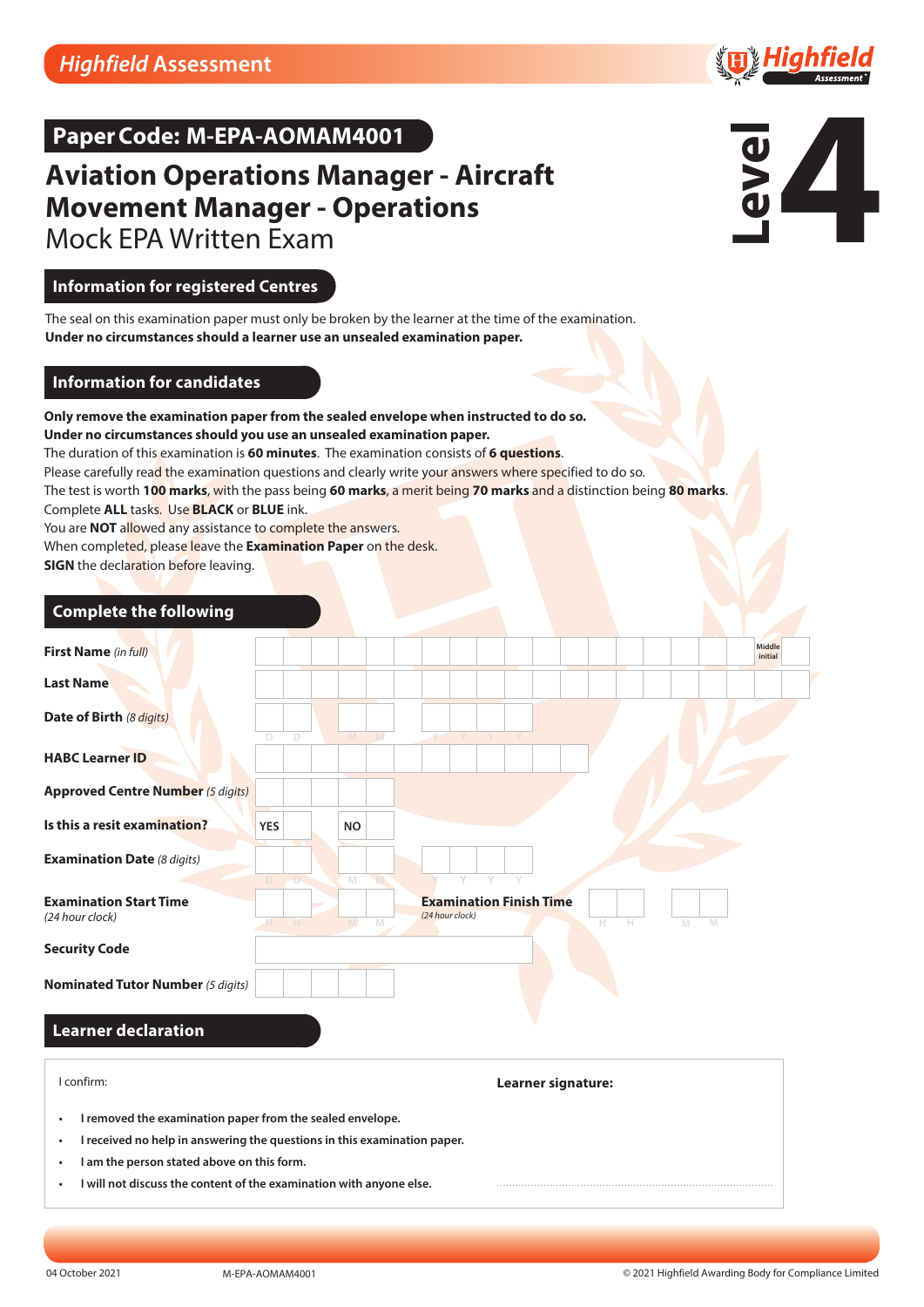Highfield Assessment

## Paper Code: M-EPA-AOMAM4001

# Aviation Operations Manager - Aircraft Movement Manager - Operations

Mock EPA Written Exam

Level 4

## Information for registered Centres

The seal on this examination paper must only be broken by the learner at the time of the examination.
**Under no circumstances should a learner use an unsealed examination paper.**

## Information for candidates

**Only remove the examination paper from the sealed envelope when instructed to do so.**
**Under no circumstances should you use an unsealed examination paper.**
The duration of this examination is **60 minutes**. The examination consists of **6 questions**.
Please carefully read the examination questions and clearly write your answers where specified to do so.
The test is worth **100 marks**, with the pass being **60 marks**, a merit being **70 marks** and a distinction being **80 marks**.
Complete **ALL** tasks. Use **BLACK** or **BLUE** ink.
You are **NOT** allowed any assistance to complete the answers.
When completed, please leave the **Examination Paper** on the desk.
**SIGN** the declaration before leaving.

## Complete the following

| | |
|---|---|
| **First Name** *(in full)* | Middle initial |
| **Last Name** | |
| **Date of Birth** *(8 digits)* | D D / M M / Y Y Y Y |
| **HABC Learner ID** | |
| **Approved Centre Number** *(5 digits)* | |
| **Is this a resit examination?** | YES / NO |
| **Examination Date** *(8 digits)* | D D / M M / Y Y Y Y |
| **Examination Start Time** *(24 hour clock)* | H H / M M |
| **Examination Finish Time** *(24 hour clock)* | H H / M M |
| **Security Code** | |
| **Nominated Tutor Number** *(5 digits)* | |

## Learner declaration

I confirm:

- **I removed the examination paper from the sealed envelope.**
- **I received no help in answering the questions in this examination paper.**
- **I am the person stated above on this form.**
- **I will not discuss the content of the examination with anyone else.**

**Learner signature:**

04 October 2021 M-EPA-AOMAM4001 © 2021 Highfield Awarding Body for Compliance Limited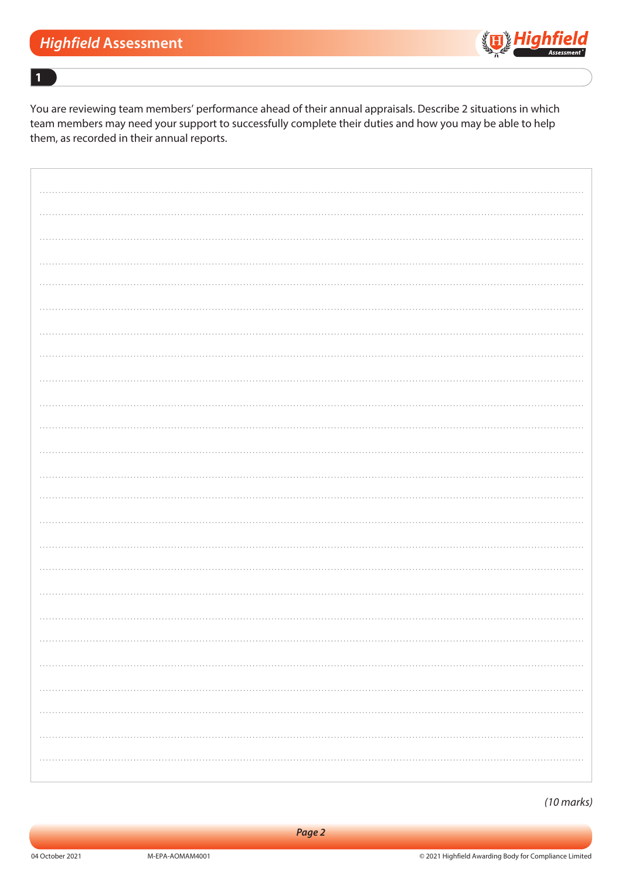**1**

You are reviewing team members' performance ahead of their annual appraisals. Describe 2 situations in which team members may need your support to successfully complete their duties and how you may be able to help them, as recorded in their annual reports.

*(10 marks)*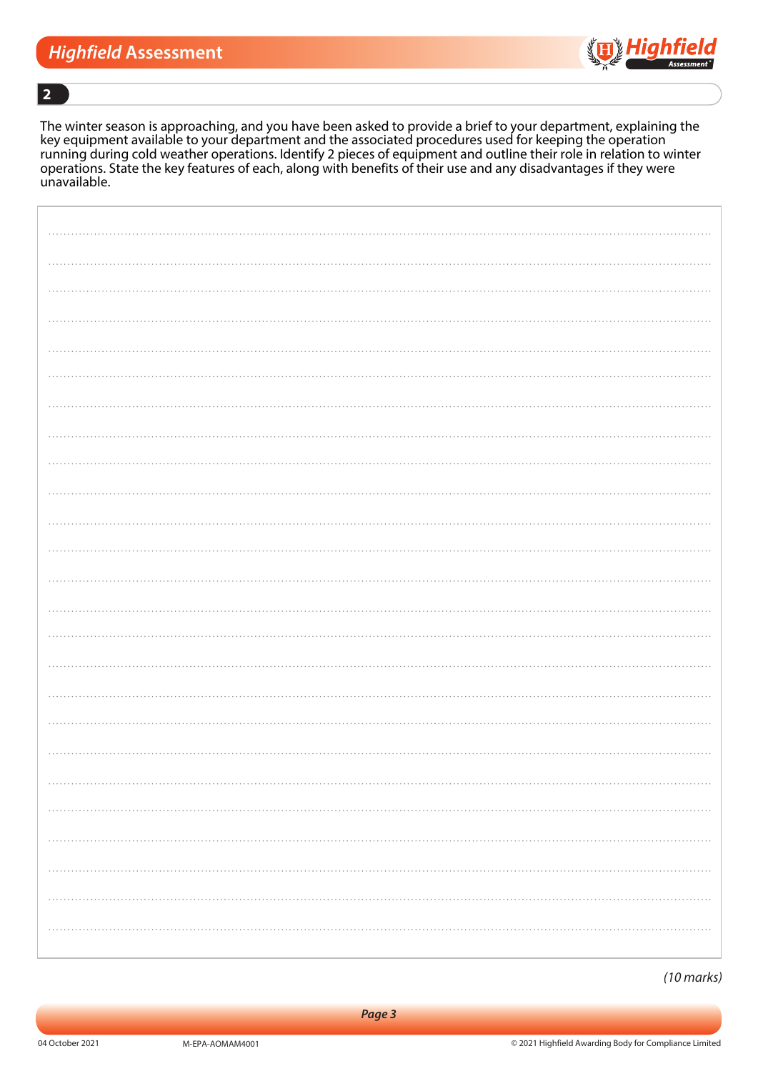**2**

The winter season is approaching, and you have been asked to provide a brief to your department, explaining the key equipment available to your department and the associated procedures used for keeping the operation running during cold weather operations. Identify 2 pieces of equipment and outline their role in relation to winter operations. State the key features of each, along with benefits of their use and any disadvantages if they were unavailable.

*(10 marks)*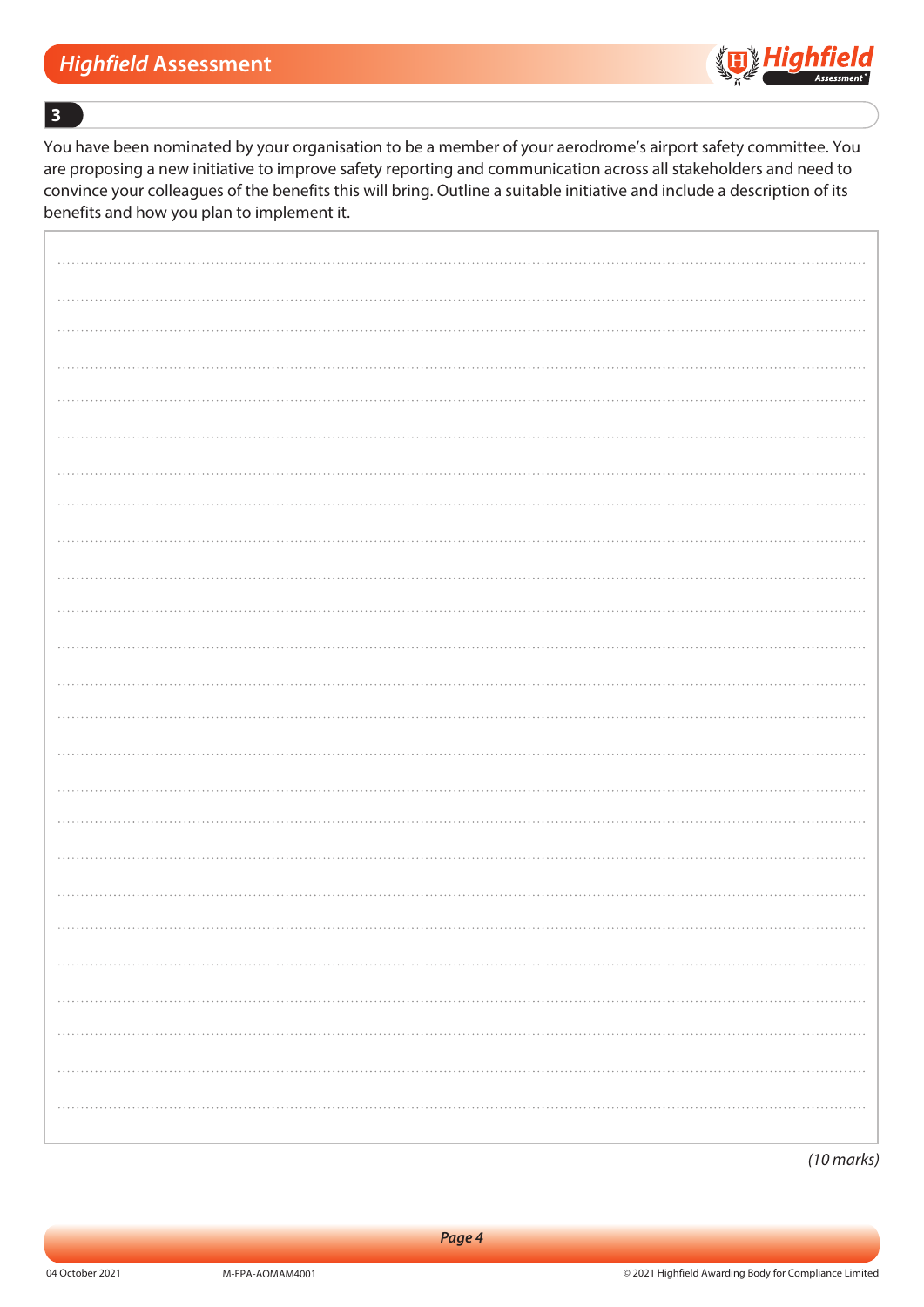**3**

You have been nominated by your organisation to be a member of your aerodrome's airport safety committee. You are proposing a new initiative to improve safety reporting and communication across all stakeholders and need to convince your colleagues of the benefits this will bring. Outline a suitable initiative and include a description of its benefits and how you plan to implement it.

*(10 marks)*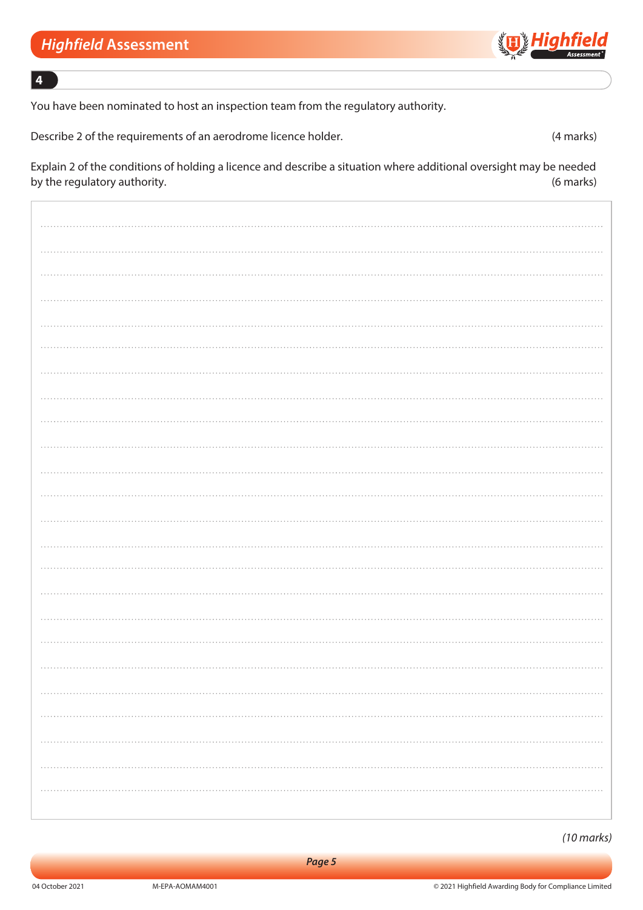**4**

You have been nominated to host an inspection team from the regulatory authority.

Describe 2 of the requirements of an aerodrome licence holder. (4 marks)

Explain 2 of the conditions of holding a licence and describe a situation where additional oversight may be needed by the regulatory authority. (6 marks)

*(10 marks)*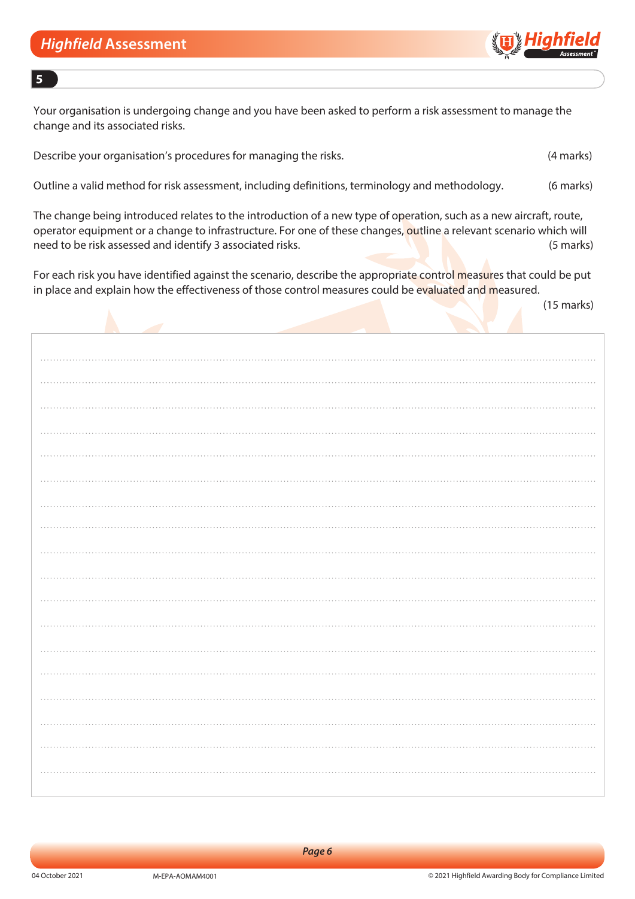**5**

Your organisation is undergoing change and you have been asked to perform a risk assessment to manage the change and its associated risks.

Describe your organisation's procedures for managing the risks. (4 marks)

Outline a valid method for risk assessment, including definitions, terminology and methodology. (6 marks)

The change being introduced relates to the introduction of a new type of operation, such as a new aircraft, route, operator equipment or a change to infrastructure. For one of these changes, outline a relevant scenario which will need to be risk assessed and identify 3 associated risks. (5 marks)

For each risk you have identified against the scenario, describe the appropriate control measures that could be put in place and explain how the effectiveness of those control measures could be evaluated and measured. (15 marks)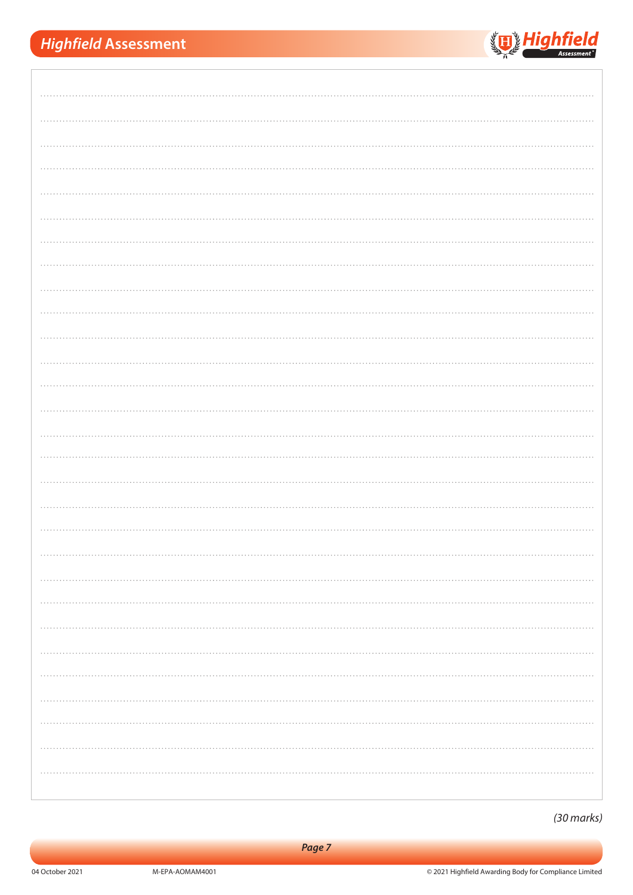*(30 marks)*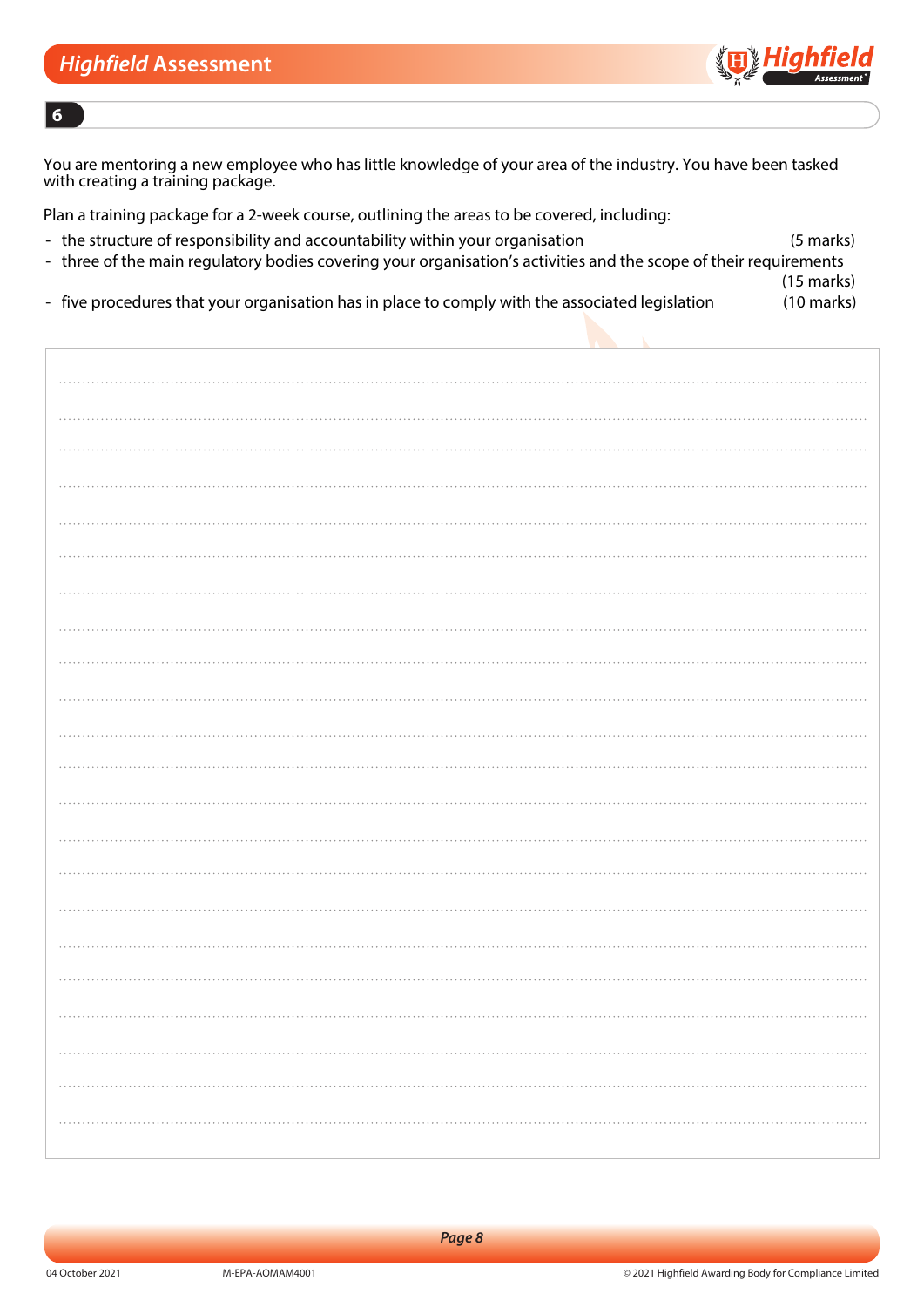## 6

You are mentoring a new employee who has little knowledge of your area of the industry. You have been tasked with creating a training package.

Plan a training package for a 2-week course, outlining the areas to be covered, including:

- the structure of responsibility and accountability within your organisation (5 marks)
- three of the main regulatory bodies covering your organisation's activities and the scope of their requirements (15 marks)
- five procedures that your organisation has in place to comply with the associated legislation (10 marks)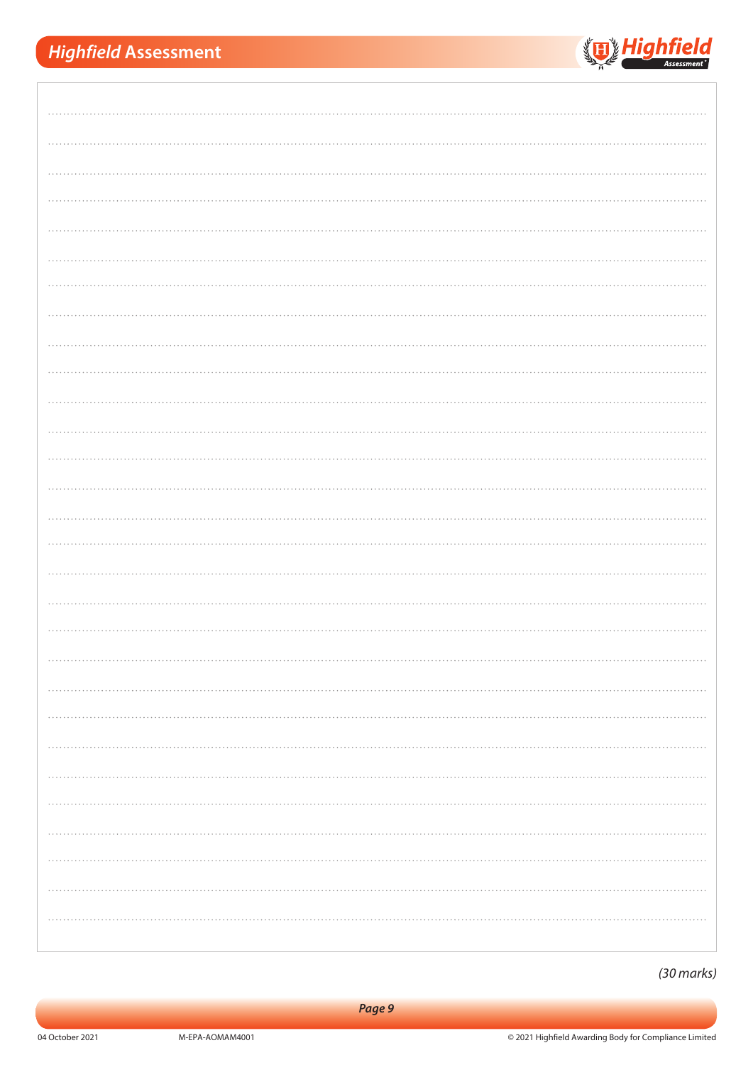*(30 marks)*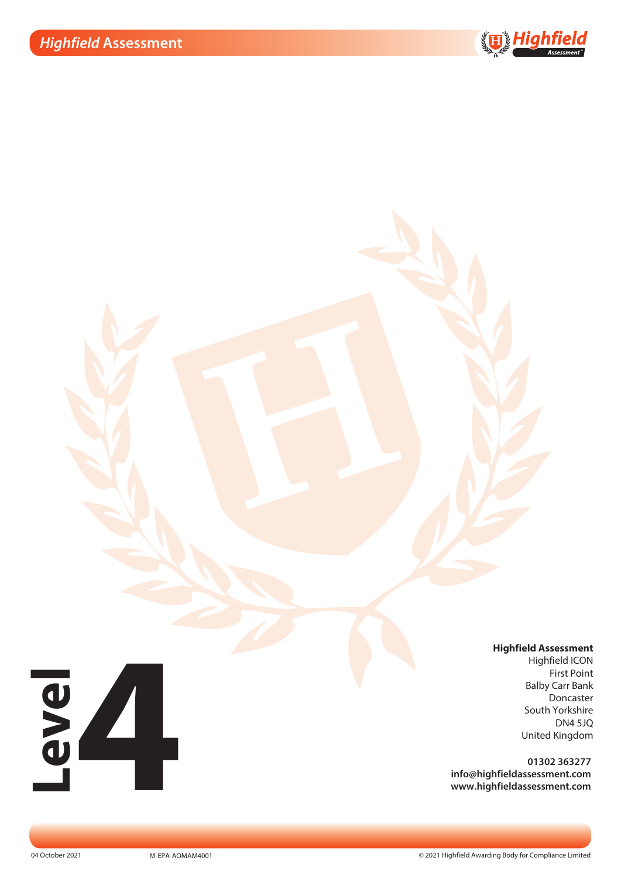# Level 4

**Highfield Assessment**
Highfield ICON
First Point
Balby Carr Bank
Doncaster
South Yorkshire
DN4 5JQ
United Kingdom

**01302 363277**
**info@highfieldassessment.com**
**www.highfieldassessment.com**

04 October 2021 M-EPA-AOMAM4001 © 2021 Highfield Awarding Body for Compliance Limited